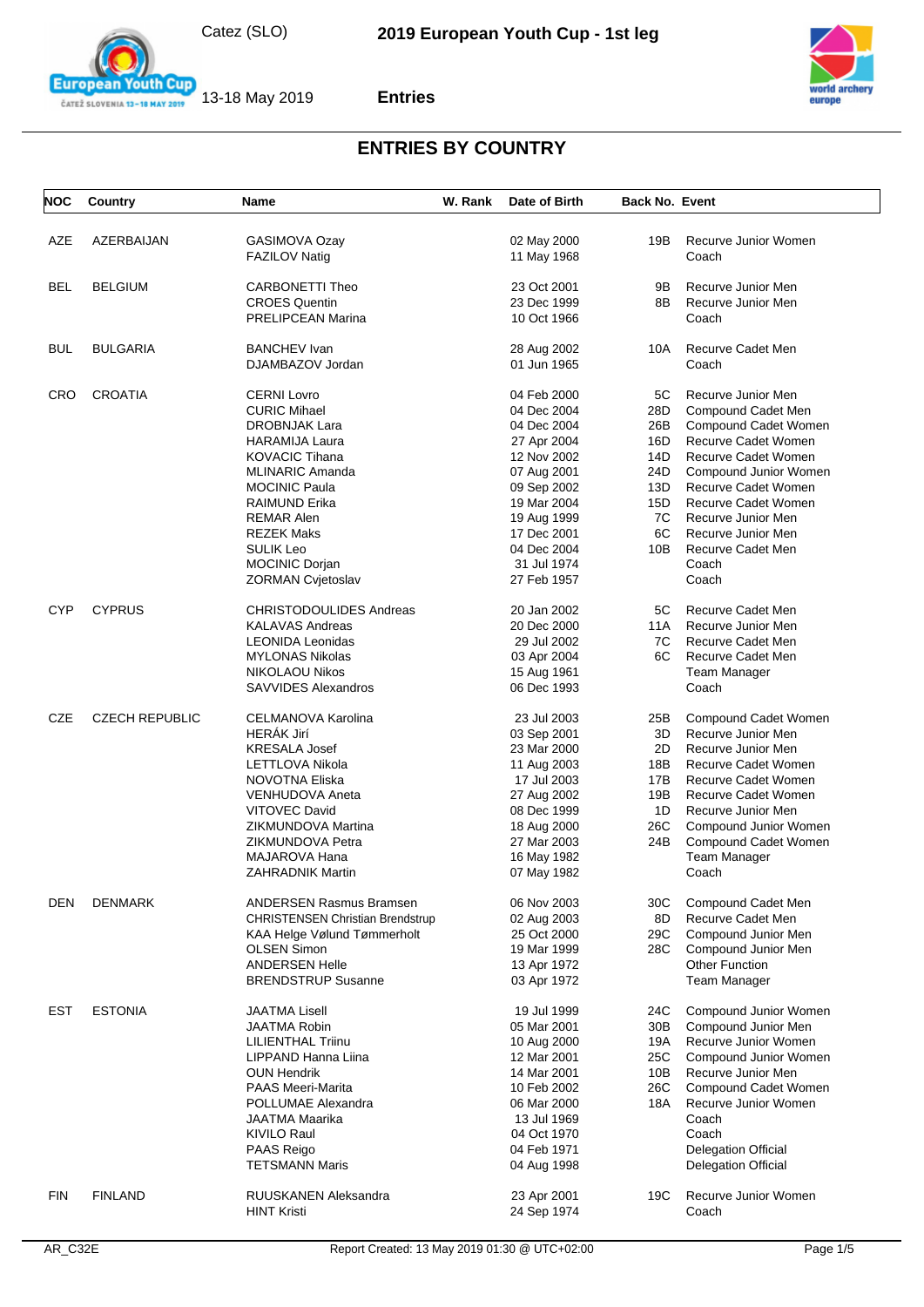# 2019 European Youth Cup - 1st leg

Catez (SLO)

13-18 May 2019

**Entries**

## ENTRIES BY COUNTRY

| NOC | Country | Name | W. Rank | Date of Birth | Back No. | Event |
|---|---|---|---|---|---|---|
| AZE | AZERBAIJAN | GASIMOVA Ozay | | 02 May 2000 | 19B | Recurve Junior Women |
| | | FAZILOV Natig | | 11 May 1968 | | Coach |
| BEL | BELGIUM | CARBONETTI Theo | | 23 Oct 2001 | 9B | Recurve Junior Men |
| | | CROES Quentin | | 23 Dec 1999 | 8B | Recurve Junior Men |
| | | PRELIPCEAN Marina | | 10 Oct 1966 | | Coach |
| BUL | BULGARIA | BANCHEV Ivan | | 28 Aug 2002 | 10A | Recurve Cadet Men |
| | | DJAMBAZOV Jordan | | 01 Jun 1965 | | Coach |
| CRO | CROATIA | CERNI Lovro | | 04 Feb 2000 | 5C | Recurve Junior Men |
| | | CURIC Mihael | | 04 Dec 2004 | 28D | Compound Cadet Men |
| | | DROBNJAK Lara | | 04 Dec 2004 | 26B | Compound Cadet Women |
| | | HARAMIJA Laura | | 27 Apr 2004 | 16D | Recurve Cadet Women |
| | | KOVACIC Tihana | | 12 Nov 2002 | 14D | Recurve Cadet Women |
| | | MLINARIC Amanda | | 07 Aug 2001 | 24D | Compound Junior Women |
| | | MOCINIC Paula | | 09 Sep 2002 | 13D | Recurve Cadet Women |
| | | RAIMUND Erika | | 19 Mar 2004 | 15D | Recurve Cadet Women |
| | | REMAR Alen | | 19 Aug 1999 | 7C | Recurve Junior Men |
| | | REZEK Maks | | 17 Dec 2001 | 6C | Recurve Junior Men |
| | | SULIK Leo | | 04 Dec 2004 | 10B | Recurve Cadet Men |
| | | MOCINIC Dorjan | | 31 Jul 1974 | | Coach |
| | | ZORMAN Cvjetoslav | | 27 Feb 1957 | | Coach |
| CYP | CYPRUS | CHRISTODOULIDES Andreas | | 20 Jan 2002 | 5C | Recurve Cadet Men |
| | | KALAVAS Andreas | | 20 Dec 2000 | 11A | Recurve Junior Men |
| | | LEONIDA Leonidas | | 29 Jul 2002 | 7C | Recurve Cadet Men |
| | | MYLONAS Nikolas | | 03 Apr 2004 | 6C | Recurve Cadet Men |
| | | NIKOLAOU Nikos | | 15 Aug 1961 | | Team Manager |
| | | SAVVIDES Alexandros | | 06 Dec 1993 | | Coach |
| CZE | CZECH REPUBLIC | CELMANOVA Karolina | | 23 Jul 2003 | 25B | Compound Cadet Women |
| | | HERÁK Jirí | | 03 Sep 2001 | 3D | Recurve Junior Men |
| | | KRESALA Josef | | 23 Mar 2000 | 2D | Recurve Junior Men |
| | | LETTLOVA Nikola | | 11 Aug 2003 | 18B | Recurve Cadet Women |
| | | NOVOTNA Eliska | | 17 Jul 2003 | 17B | Recurve Cadet Women |
| | | VENHUDOVA Aneta | | 27 Aug 2002 | 19B | Recurve Cadet Women |
| | | VITOVEC David | | 08 Dec 1999 | 1D | Recurve Junior Men |
| | | ZIKMUNDOVA Martina | | 18 Aug 2000 | 26C | Compound Junior Women |
| | | ZIKMUNDOVA Petra | | 27 Mar 2003 | 24B | Compound Cadet Women |
| | | MAJAROVA Hana | | 16 May 1982 | | Team Manager |
| | | ZAHRADNIK Martin | | 07 May 1982 | | Coach |
| DEN | DENMARK | ANDERSEN Rasmus Bramsen | | 06 Nov 2003 | 30C | Compound Cadet Men |
| | | CHRISTENSEN Christian Brendstrup | | 02 Aug 2003 | 8D | Recurve Cadet Men |
| | | KAA Helge Vølund Tømmerholt | | 25 Oct 2000 | 29C | Compound Junior Men |
| | | OLSEN Simon | | 19 Mar 1999 | 28C | Compound Junior Men |
| | | ANDERSEN Helle | | 13 Apr 1972 | | Other Function |
| | | BRENDSTRUP Susanne | | 03 Apr 1972 | | Team Manager |
| EST | ESTONIA | JAATMA Lisell | | 19 Jul 1999 | 24C | Compound Junior Women |
| | | JAATMA Robin | | 05 Mar 2001 | 30B | Compound Junior Men |
| | | LILIENTHAL Triinu | | 10 Aug 2000 | 19A | Recurve Junior Women |
| | | LIPPAND Hanna Liina | | 12 Mar 2001 | 25C | Compound Junior Women |
| | | OUN Hendrik | | 14 Mar 2001 | 10B | Recurve Junior Men |
| | | PAAS Meeri-Marita | | 10 Feb 2002 | 26C | Compound Cadet Women |
| | | POLLUMAE Alexandra | | 06 Mar 2000 | 18A | Recurve Junior Women |
| | | JAATMA Maarika | | 13 Jul 1969 | | Coach |
| | | KIVILO Raul | | 04 Oct 1970 | | Coach |
| | | PAAS Reigo | | 04 Feb 1971 | | Delegation Official |
| | | TETSMANN Maris | | 04 Aug 1998 | | Delegation Official |
| FIN | FINLAND | RUUSKANEN Aleksandra | | 23 Apr 2001 | 19C | Recurve Junior Women |
| | | HINT Kristi | | 24 Sep 1974 | | Coach |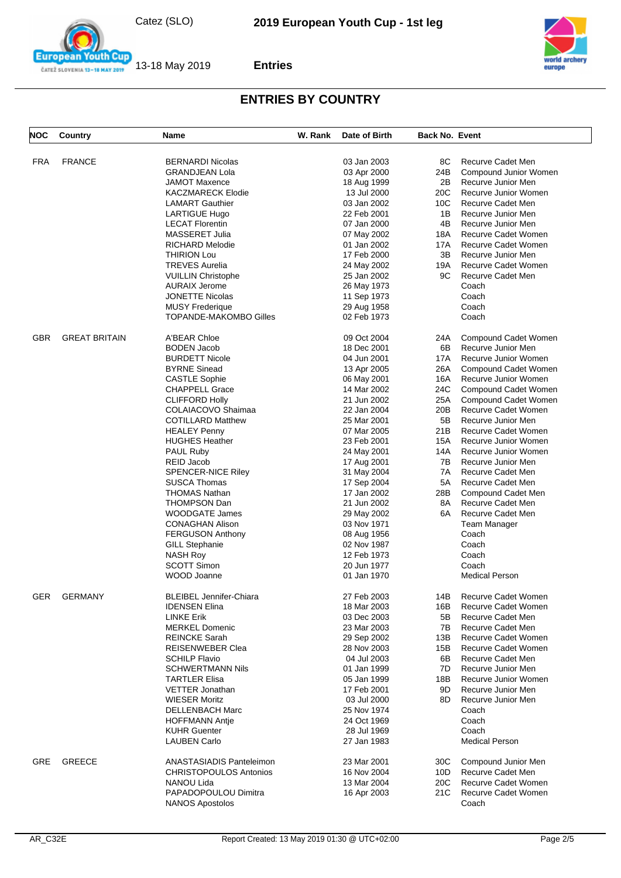# ENTRIES BY COUNTRY

| NOC | Country | Name | W. Rank | Date of Birth | Back No. | Event |
|---|---|---|---|---|---|---|
| FRA | FRANCE | BERNARDI Nicolas | | 03 Jan 2003 | 8C | Recurve Cadet Men |
| | | GRANDJEAN Lola | | 03 Apr 2000 | 24B | Compound Junior Women |
| | | JAMOT Maxence | | 18 Aug 1999 | 2B | Recurve Junior Men |
| | | KACZMARECK Elodie | | 13 Jul 2000 | 20C | Recurve Junior Women |
| | | LAMART Gauthier | | 03 Jan 2002 | 10C | Recurve Cadet Men |
| | | LARTIGUE Hugo | | 22 Feb 2001 | 1B | Recurve Junior Men |
| | | LECAT Florentin | | 07 Jan 2000 | 4B | Recurve Junior Men |
| | | MASSERET Julia | | 07 May 2002 | 18A | Recurve Cadet Women |
| | | RICHARD Melodie | | 01 Jan 2002 | 17A | Recurve Cadet Women |
| | | THIRION Lou | | 17 Feb 2000 | 3B | Recurve Junior Men |
| | | TREVES Aurelia | | 24 May 2002 | 19A | Recurve Cadet Women |
| | | VUILLIN Christophe | | 25 Jan 2002 | 9C | Recurve Cadet Men |
| | | AURAIX Jerome | | 26 May 1973 | | Coach |
| | | JONETTE Nicolas | | 11 Sep 1973 | | Coach |
| | | MUSY Frederique | | 29 Aug 1958 | | Coach |
| | | TOPANDE-MAKOMBO Gilles | | 02 Feb 1973 | | Coach |
| GBR | GREAT BRITAIN | A'BEAR Chloe | | 09 Oct 2004 | 24A | Compound Cadet Women |
| | | BODEN Jacob | | 18 Dec 2001 | 6B | Recurve Junior Men |
| | | BURDETT Nicole | | 04 Jun 2001 | 17A | Recurve Junior Women |
| | | BYRNE Sinead | | 13 Apr 2005 | 26A | Compound Cadet Women |
| | | CASTLE Sophie | | 06 May 2001 | 16A | Recurve Junior Women |
| | | CHAPPELL Grace | | 14 Mar 2002 | 24C | Compound Cadet Women |
| | | CLIFFORD Holly | | 21 Jun 2002 | 25A | Compound Cadet Women |
| | | COLAIACOVO Shaimaa | | 22 Jan 2004 | 20B | Recurve Cadet Women |
| | | COTILLARD Matthew | | 25 Mar 2001 | 5B | Recurve Junior Men |
| | | HEALEY Penny | | 07 Mar 2005 | 21B | Recurve Cadet Women |
| | | HUGHES Heather | | 23 Feb 2001 | 15A | Recurve Junior Women |
| | | PAUL Ruby | | 24 May 2001 | 14A | Recurve Junior Women |
| | | REID Jacob | | 17 Aug 2001 | 7B | Recurve Junior Men |
| | | SPENCER-NICE Riley | | 31 May 2004 | 7A | Recurve Cadet Men |
| | | SUSCA Thomas | | 17 Sep 2004 | 5A | Recurve Cadet Men |
| | | THOMAS Nathan | | 17 Jan 2002 | 28B | Compound Cadet Men |
| | | THOMPSON Dan | | 21 Jun 2002 | 8A | Recurve Cadet Men |
| | | WOODGATE James | | 29 May 2002 | 6A | Recurve Cadet Men |
| | | CONAGHAN Alison | | 03 Nov 1971 | | Team Manager |
| | | FERGUSON Anthony | | 08 Aug 1956 | | Coach |
| | | GILL Stephanie | | 02 Nov 1987 | | Coach |
| | | NASH Roy | | 12 Feb 1973 | | Coach |
| | | SCOTT Simon | | 20 Jun 1977 | | Coach |
| | | WOOD Joanne | | 01 Jan 1970 | | Medical Person |
| GER | GERMANY | BLEIBEL Jennifer-Chiara | | 27 Feb 2003 | 14B | Recurve Cadet Women |
| | | IDENSEN Elina | | 18 Mar 2003 | 16B | Recurve Cadet Women |
| | | LINKE Erik | | 03 Dec 2003 | 5B | Recurve Cadet Men |
| | | MERKEL Domenic | | 23 Mar 2003 | 7B | Recurve Cadet Men |
| | | REINCKE Sarah | | 29 Sep 2002 | 13B | Recurve Cadet Women |
| | | REISENWEBER Clea | | 28 Nov 2003 | 15B | Recurve Cadet Women |
| | | SCHILP Flavio | | 04 Jul 2003 | 6B | Recurve Cadet Men |
| | | SCHWERTMANN Nils | | 01 Jan 1999 | 7D | Recurve Junior Men |
| | | TARTLER Elisa | | 05 Jan 1999 | 18B | Recurve Junior Women |
| | | VETTER Jonathan | | 17 Feb 2001 | 9D | Recurve Junior Men |
| | | WIESER Moritz | | 03 Jul 2000 | 8D | Recurve Junior Men |
| | | DELLENBACH Marc | | 25 Nov 1974 | | Coach |
| | | HOFFMANN Antje | | 24 Oct 1969 | | Coach |
| | | KUHR Guenter | | 28 Jul 1969 | | Coach |
| | | LAUBEN Carlo | | 27 Jan 1983 | | Medical Person |
| GRE | GREECE | ANASTASIADIS Panteleimon | | 23 Mar 2001 | 30C | Compound Junior Men |
| | | CHRISTOPOULOS Antonios | | 16 Nov 2004 | 10D | Recurve Cadet Men |
| | | NANOU Lida | | 13 Mar 2004 | 20C | Recurve Cadet Women |
| | | PAPADOPOULOU Dimitra | | 16 Apr 2003 | 21C | Recurve Cadet Women |
| | | NANOS Apostolos | | | | Coach |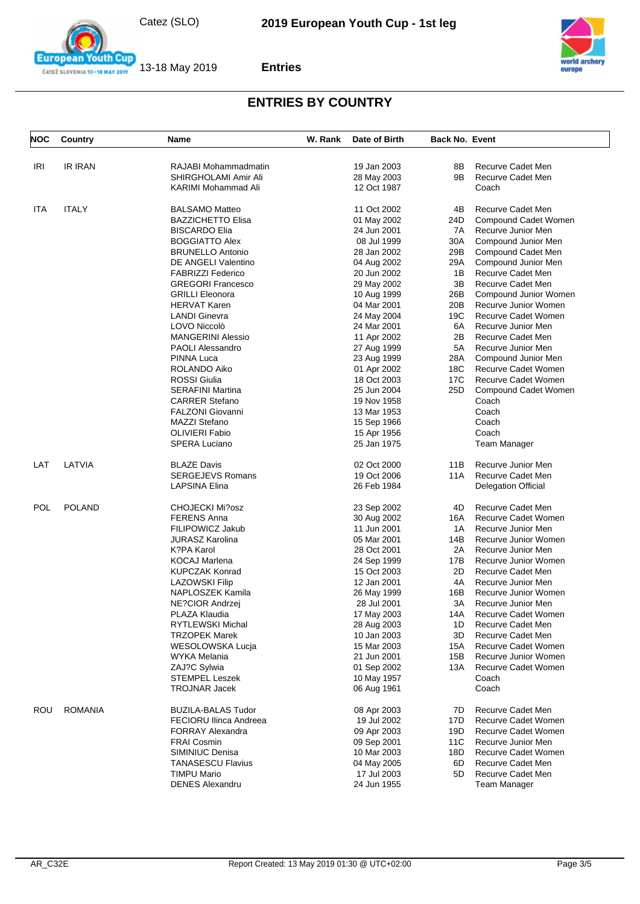## ENTRIES BY COUNTRY

| NOC | Country | Name | W. Rank | Date of Birth | Back No. | Event |
|---|---|---|---|---|---|---|
| IRI | IR IRAN | RAJABI Mohammadmatin | | 19 Jan 2003 | 8B | Recurve Cadet Men |
| | | SHIRGHOLAMI Amir Ali | | 28 May 2003 | 9B | Recurve Cadet Men |
| | | KARIMI Mohammad Ali | | 12 Oct 1987 | | Coach |
| ITA | ITALY | BALSAMO Matteo | | 11 Oct 2002 | 4B | Recurve Cadet Men |
| | | BAZZICHETTO Elisa | | 01 May 2002 | 24D | Compound Cadet Women |
| | | BISCARDO Elia | | 24 Jun 2001 | 7A | Recurve Junior Men |
| | | BOGGIATTO Alex | | 08 Jul 1999 | 30A | Compound Junior Men |
| | | BRUNELLO Antonio | | 28 Jan 2002 | 29B | Compound Cadet Men |
| | | DE ANGELI Valentino | | 04 Aug 2002 | 29A | Compound Junior Men |
| | | FABRIZZI Federico | | 20 Jun 2002 | 1B | Recurve Cadet Men |
| | | GREGORI Francesco | | 29 May 2002 | 3B | Recurve Cadet Men |
| | | GRILLI Eleonora | | 10 Aug 1999 | 26B | Compound Junior Women |
| | | HERVAT Karen | | 04 Mar 2001 | 20B | Recurve Junior Women |
| | | LANDI Ginevra | | 24 May 2004 | 19C | Recurve Cadet Women |
| | | LOVO Niccolò | | 24 Mar 2001 | 6A | Recurve Junior Men |
| | | MANGERINI Alessio | | 11 Apr 2002 | 2B | Recurve Cadet Men |
| | | PAOLI Alessandro | | 27 Aug 1999 | 5A | Recurve Junior Men |
| | | PINNA Luca | | 23 Aug 1999 | 28A | Compound Junior Men |
| | | ROLANDO Aiko | | 01 Apr 2002 | 18C | Recurve Cadet Women |
| | | ROSSI Giulia | | 18 Oct 2003 | 17C | Recurve Cadet Women |
| | | SERAFINI Martina | | 25 Jun 2004 | 25D | Compound Cadet Women |
| | | CARRER Stefano | | 19 Nov 1958 | | Coach |
| | | FALZONI Giovanni | | 13 Mar 1953 | | Coach |
| | | MAZZI Stefano | | 15 Sep 1966 | | Coach |
| | | OLIVIERI Fabio | | 15 Apr 1956 | | Coach |
| | | SPERA Luciano | | 25 Jan 1975 | | Team Manager |
| LAT | LATVIA | BLAZE Davis | | 02 Oct 2000 | 11B | Recurve Junior Men |
| | | SERGEJEVS Romans | | 19 Oct 2006 | 11A | Recurve Cadet Men |
| | | LAPSINA Elina | | 26 Feb 1984 | | Delegation Official |
| POL | POLAND | CHOJECKI Mi?osz | | 23 Sep 2002 | 4D | Recurve Cadet Men |
| | | FERENS Anna | | 30 Aug 2002 | 16A | Recurve Cadet Women |
| | | FILIPOWICZ Jakub | | 11 Jun 2001 | 1A | Recurve Junior Men |
| | | JURASZ Karolina | | 05 Mar 2001 | 14B | Recurve Junior Women |
| | | K?PA Karol | | 28 Oct 2001 | 2A | Recurve Junior Men |
| | | KOCAJ Marlena | | 24 Sep 1999 | 17B | Recurve Junior Women |
| | | KUPCZAK Konrad | | 15 Oct 2003 | 2D | Recurve Cadet Men |
| | | LAZOWSKI Filip | | 12 Jan 2001 | 4A | Recurve Junior Men |
| | | NAPLOSZEK Kamila | | 26 May 1999 | 16B | Recurve Junior Women |
| | | NE?CIOR Andrzej | | 28 Jul 2001 | 3A | Recurve Junior Men |
| | | PLAZA Klaudia | | 17 May 2003 | 14A | Recurve Cadet Women |
| | | RYTLEWSKI Michal | | 28 Aug 2003 | 1D | Recurve Cadet Men |
| | | TRZOPEK Marek | | 10 Jan 2003 | 3D | Recurve Cadet Men |
| | | WESOLOWSKA Lucja | | 15 Mar 2003 | 15A | Recurve Cadet Women |
| | | WYKA Melania | | 21 Jun 2001 | 15B | Recurve Junior Women |
| | | ZAJ?C Sylwia | | 01 Sep 2002 | 13A | Recurve Cadet Women |
| | | STEMPEL Leszek | | 10 May 1957 | | Coach |
| | | TROJNAR Jacek | | 06 Aug 1961 | | Coach |
| ROU | ROMANIA | BUZILA-BALAS Tudor | | 08 Apr 2003 | 7D | Recurve Cadet Men |
| | | FECIORU Ilinca Andreea | | 19 Jul 2002 | 17D | Recurve Cadet Women |
| | | FORRAY Alexandra | | 09 Apr 2003 | 19D | Recurve Cadet Women |
| | | FRAI Cosmin | | 09 Sep 2001 | 11C | Recurve Junior Men |
| | | SIMINIUC Denisa | | 10 Mar 2003 | 18D | Recurve Cadet Women |
| | | TANASESCU Flavius | | 04 May 2005 | 6D | Recurve Cadet Men |
| | | TIMPU Mario | | 17 Jul 2003 | 5D | Recurve Cadet Men |
| | | DENES Alexandru | | 24 Jun 1955 | | Team Manager |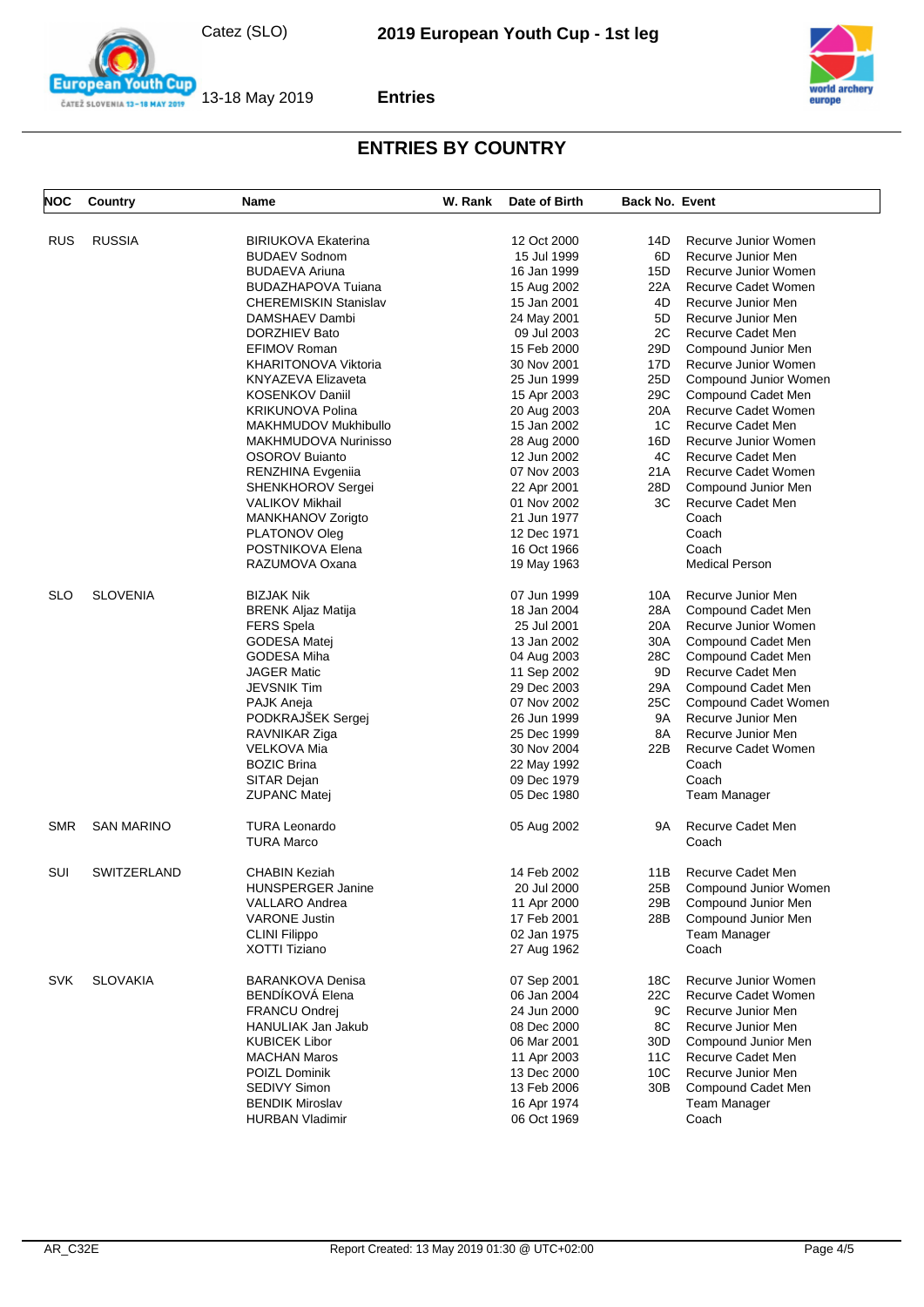## ENTRIES BY COUNTRY

| NOC | Country | Name | W. Rank | Date of Birth | Back No. | Event |
|---|---|---|---|---|---|---|
| RUS | RUSSIA | BIRIUKOVA Ekaterina | | 12 Oct 2000 | 14D | Recurve Junior Women |
| | | BUDAEV Sodnom | | 15 Jul 1999 | 6D | Recurve Junior Men |
| | | BUDAEVA Ariuna | | 16 Jan 1999 | 15D | Recurve Junior Women |
| | | BUDAZHAPOVA Tuiana | | 15 Aug 2002 | 22A | Recurve Cadet Women |
| | | CHEREMISKIN Stanislav | | 15 Jan 2001 | 4D | Recurve Junior Men |
| | | DAMSHAEV Dambi | | 24 May 2001 | 5D | Recurve Junior Men |
| | | DORZHIEV Bato | | 09 Jul 2003 | 2C | Recurve Cadet Men |
| | | EFIMOV Roman | | 15 Feb 2000 | 29D | Compound Junior Men |
| | | KHARITONOVA Viktoria | | 30 Nov 2001 | 17D | Recurve Junior Women |
| | | KNYAZEVA Elizaveta | | 25 Jun 1999 | 25D | Compound Junior Women |
| | | KOSENKOV Daniil | | 15 Apr 2003 | 29C | Compound Cadet Men |
| | | KRIKUNOVA Polina | | 20 Aug 2003 | 20A | Recurve Cadet Women |
| | | MAKHMUDOV Mukhibullo | | 15 Jan 2002 | 1C | Recurve Cadet Men |
| | | MAKHMUDOVA Nurinisso | | 28 Aug 2000 | 16D | Recurve Junior Women |
| | | OSOROV Buianto | | 12 Jun 2002 | 4C | Recurve Cadet Men |
| | | RENZHINA Evgeniia | | 07 Nov 2003 | 21A | Recurve Cadet Women |
| | | SHENKHOROV Sergei | | 22 Apr 2001 | 28D | Compound Junior Men |
| | | VALIKOV Mikhail | | 01 Nov 2002 | 3C | Recurve Cadet Men |
| | | MANKHANOV Zorigto | | 21 Jun 1977 | | Coach |
| | | PLATONOV Oleg | | 12 Dec 1971 | | Coach |
| | | POSTNIKOVA Elena | | 16 Oct 1966 | | Coach |
| | | RAZUMOVA Oxana | | 19 May 1963 | | Medical Person |
| SLO | SLOVENIA | BIZJAK Nik | | 07 Jun 1999 | 10A | Recurve Junior Men |
| | | BRENK Aljaz Matija | | 18 Jan 2004 | 28A | Compound Cadet Men |
| | | FERS Spela | | 25 Jul 2001 | 20A | Recurve Junior Women |
| | | GODESA Matej | | 13 Jan 2002 | 30A | Compound Cadet Men |
| | | GODESA Miha | | 04 Aug 2003 | 28C | Compound Cadet Men |
| | | JAGER Matic | | 11 Sep 2002 | 9D | Recurve Cadet Men |
| | | JEVSNIK Tim | | 29 Dec 2003 | 29A | Compound Cadet Men |
| | | PAJK Aneja | | 07 Nov 2002 | 25C | Compound Cadet Women |
| | | PODKRAJŠEK Sergej | | 26 Jun 1999 | 9A | Recurve Junior Men |
| | | RAVNIKAR Ziga | | 25 Dec 1999 | 8A | Recurve Junior Men |
| | | VELKOVA Mia | | 30 Nov 2004 | 22B | Recurve Cadet Women |
| | | BOZIC Brina | | 22 May 1992 | | Coach |
| | | SITAR Dejan | | 09 Dec 1979 | | Coach |
| | | ZUPANC Matej | | 05 Dec 1980 | | Team Manager |
| SMR | SAN MARINO | TURA Leonardo | | 05 Aug 2002 | 9A | Recurve Cadet Men |
| | | TURA Marco | | | | Coach |
| SUI | SWITZERLAND | CHABIN Keziah | | 14 Feb 2002 | 11B | Recurve Cadet Men |
| | | HUNSPERGER Janine | | 20 Jul 2000 | 25B | Compound Junior Women |
| | | VALLARO Andrea | | 11 Apr 2000 | 29B | Compound Junior Men |
| | | VARONE Justin | | 17 Feb 2001 | 28B | Compound Junior Men |
| | | CLINI Filippo | | 02 Jan 1975 | | Team Manager |
| | | XOTTI Tiziano | | 27 Aug 1962 | | Coach |
| SVK | SLOVAKIA | BARANKOVA Denisa | | 07 Sep 2001 | 18C | Recurve Junior Women |
| | | BENDÍKOVÁ Elena | | 06 Jan 2004 | 22C | Recurve Cadet Women |
| | | FRANCU Ondrej | | 24 Jun 2000 | 9C | Recurve Junior Men |
| | | HANULIAK Jan Jakub | | 08 Dec 2000 | 8C | Recurve Junior Men |
| | | KUBICEK Libor | | 06 Mar 2001 | 30D | Compound Junior Men |
| | | MACHAN Maros | | 11 Apr 2003 | 11C | Recurve Cadet Men |
| | | POIZL Dominik | | 13 Dec 2000 | 10C | Recurve Junior Men |
| | | SEDIVY Simon | | 13 Feb 2006 | 30B | Compound Cadet Men |
| | | BENDIK Miroslav | | 16 Apr 1974 | | Team Manager |
| | | HURBAN Vladimir | | 06 Oct 1969 | | Coach |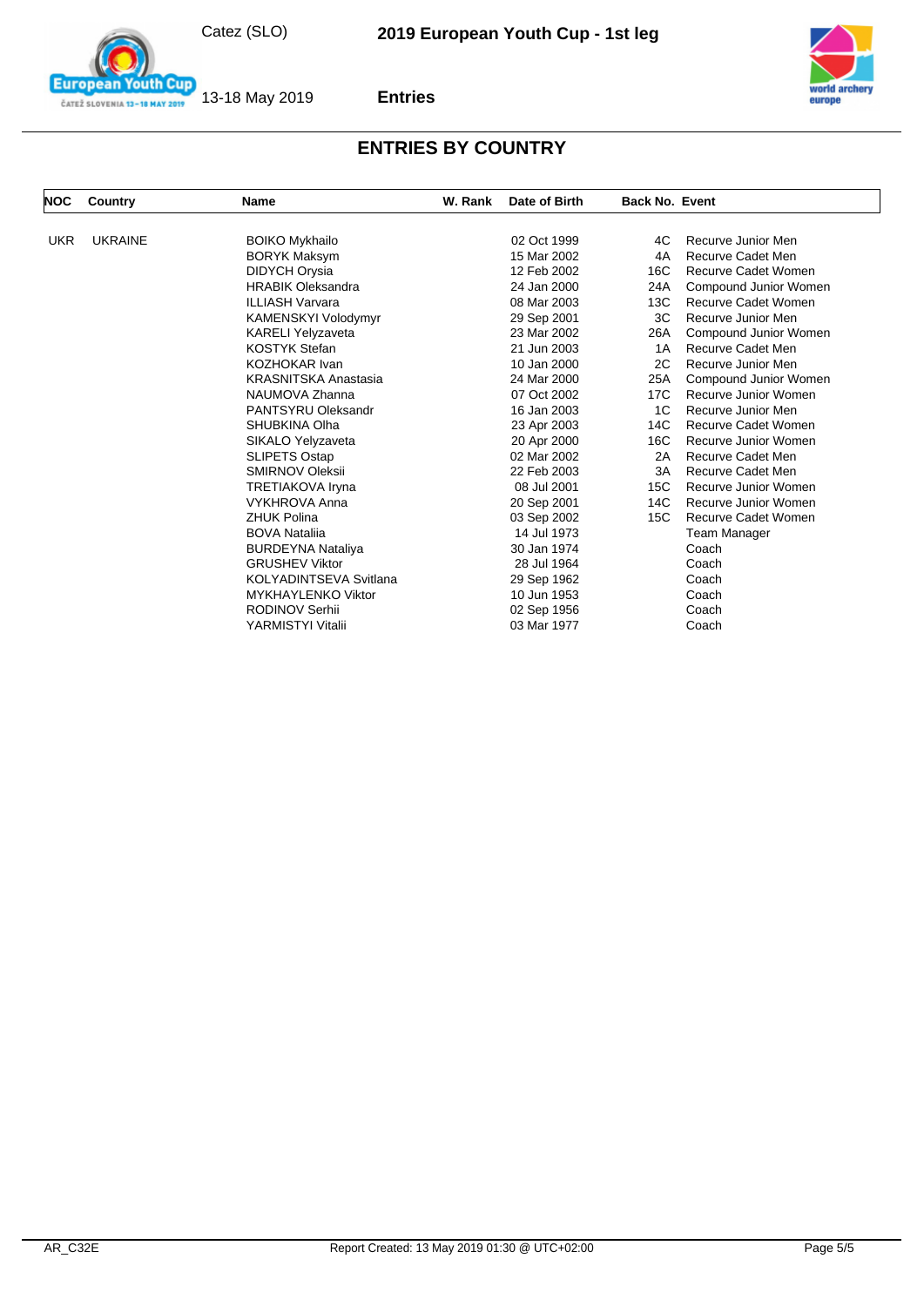# ENTRIES BY COUNTRY

| NOC | Country | Name | W. Rank | Date of Birth | Back No. | Event |
|---|---|---|---|---|---|---|
| UKR | UKRAINE | BOIKO Mykhailo | | 02 Oct 1999 | 4C | Recurve Junior Men |
| | | BORYK Maksym | | 15 Mar 2002 | 4A | Recurve Cadet Men |
| | | DIDYCH Orysia | | 12 Feb 2002 | 16C | Recurve Cadet Women |
| | | HRABIK Oleksandra | | 24 Jan 2000 | 24A | Compound Junior Women |
| | | ILLIASH Varvara | | 08 Mar 2003 | 13C | Recurve Cadet Women |
| | | KAMENSKYI Volodymyr | | 29 Sep 2001 | 3C | Recurve Junior Men |
| | | KARELI Yelyzaveta | | 23 Mar 2002 | 26A | Compound Junior Women |
| | | KOSTYK Stefan | | 21 Jun 2003 | 1A | Recurve Cadet Men |
| | | KOZHOKAR Ivan | | 10 Jan 2000 | 2C | Recurve Junior Men |
| | | KRASNITSKA Anastasia | | 24 Mar 2000 | 25A | Compound Junior Women |
| | | NAUMOVA Zhanna | | 07 Oct 2002 | 17C | Recurve Junior Women |
| | | PANTSYRU Oleksandr | | 16 Jan 2003 | 1C | Recurve Junior Men |
| | | SHUBKINA Olha | | 23 Apr 2003 | 14C | Recurve Cadet Women |
| | | SIKALO Yelyzaveta | | 20 Apr 2000 | 16C | Recurve Junior Women |
| | | SLIPETS Ostap | | 02 Mar 2002 | 2A | Recurve Cadet Men |
| | | SMIRNOV Oleksii | | 22 Feb 2003 | 3A | Recurve Cadet Men |
| | | TRETIAKOVA Iryna | | 08 Jul 2001 | 15C | Recurve Junior Women |
| | | VYKHROVA Anna | | 20 Sep 2001 | 14C | Recurve Junior Women |
| | | ZHUK Polina | | 03 Sep 2002 | 15C | Recurve Cadet Women |
| | | BOVA Nataliia | | 14 Jul 1973 | | Team Manager |
| | | BURDEYNA Nataliya | | 30 Jan 1974 | | Coach |
| | | GRUSHEV Viktor | | 28 Jul 1964 | | Coach |
| | | KOLYADINTSEVA Svitlana | | 29 Sep 1962 | | Coach |
| | | MYKHAYLENKO Viktor | | 10 Jun 1953 | | Coach |
| | | RODINOV Serhii | | 02 Sep 1956 | | Coach |
| | | YARMISTYI Vitalii | | 03 Mar 1977 | | Coach |